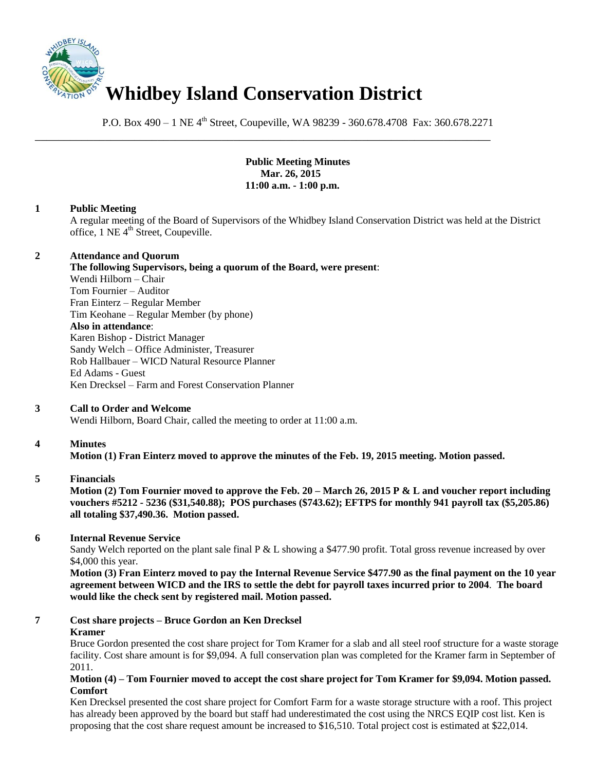# Whidbey Island Conservation District

P.O. Box 490 – 1 NE 4th Street, Coupeville, WA 98239 - 360.678.4708 Fax: 360.678.2271

---

**Public Meeting Minutes**
**Mar. 26, 2015**
**11:00 a.m. - 1:00 p.m.**

**1 Public Meeting**

A regular meeting of the Board of Supervisors of the Whidbey Island Conservation District was held at the District office, 1 NE 4th Street, Coupeville.

**2 Attendance and Quorum**

**The following Supervisors, being a quorum of the Board, were present**:
Wendi Hilborn – Chair
Tom Fournier – Auditor
Fran Einterz – Regular Member
Tim Keohane – Regular Member (by phone)
**Also in attendance**:
Karen Bishop - District Manager
Sandy Welch – Office Administer, Treasurer
Rob Hallbauer – WICD Natural Resource Planner
Ed Adams - Guest
Ken Drecksel – Farm and Forest Conservation Planner

**3 Call to Order and Welcome**

Wendi Hilborn, Board Chair, called the meeting to order at 11:00 a.m.

**4 Minutes**

**Motion (1) Fran Einterz moved to approve the minutes of the Feb. 19, 2015 meeting. Motion passed.**

**5 Financials**

**Motion (2) Tom Fournier moved to approve the Feb. 20 – March 26, 2015 P & L and voucher report including vouchers #5212 - 5236 ($31,540.88); POS purchases ($743.62); EFTPS for monthly 941 payroll tax ($5,205.86) all totaling $37,490.36. Motion passed.**

**6 Internal Revenue Service**

Sandy Welch reported on the plant sale final P & L showing a $477.90 profit. Total gross revenue increased by over $4,000 this year.

**Motion (3) Fran Einterz moved to pay the Internal Revenue Service $477.90 as the final payment on the 10 year agreement between WICD and the IRS to settle the debt for payroll taxes incurred prior to 2004**. **The board would like the check sent by registered mail. Motion passed.**

**7 Cost share projects – Bruce Gordon an Ken Drecksel**

**Kramer**

Bruce Gordon presented the cost share project for Tom Kramer for a slab and all steel roof structure for a waste storage facility. Cost share amount is for $9,094. A full conservation plan was completed for the Kramer farm in September of 2011.

**Motion (4) – Tom Fournier moved to accept the cost share project for Tom Kramer for $9,094. Motion passed.**

**Comfort**

Ken Drecksel presented the cost share project for Comfort Farm for a waste storage structure with a roof. This project has already been approved by the board but staff had underestimated the cost using the NRCS EQIP cost list. Ken is proposing that the cost share request amount be increased to $16,510. Total project cost is estimated at $22,014.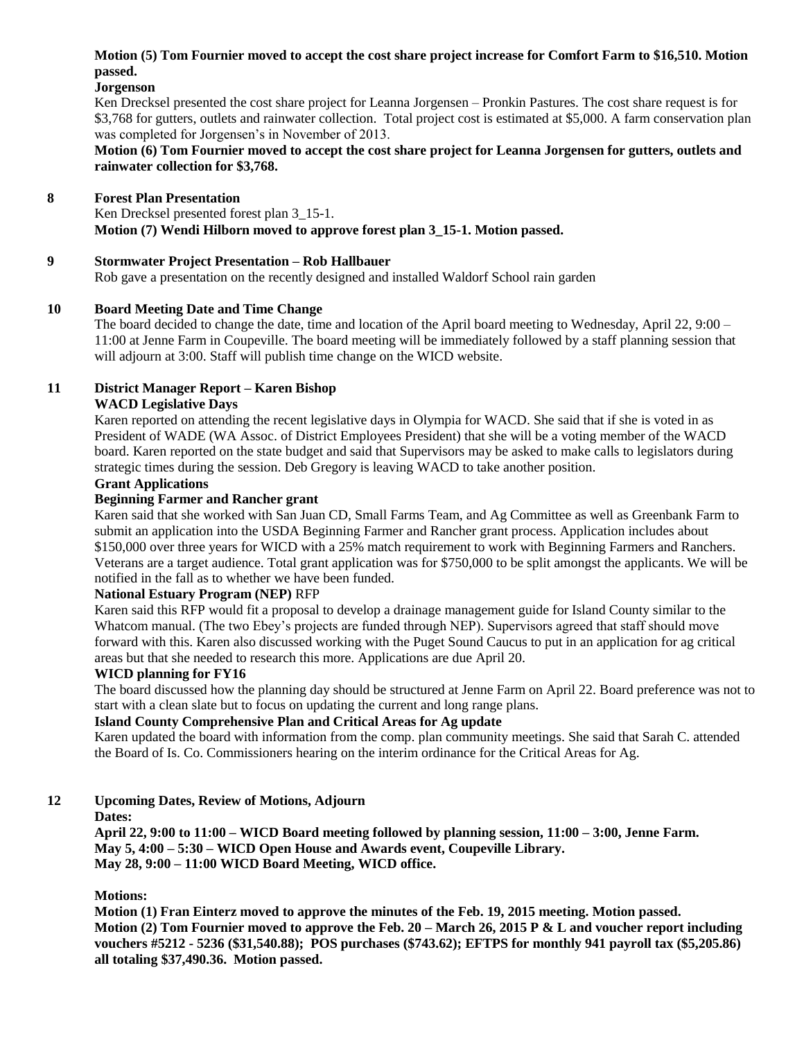**Motion (5) Tom Fournier moved to accept the cost share project increase for Comfort Farm to $16,510. Motion passed.**

**Jorgenson**

Ken Drecksel presented the cost share project for Leanna Jorgensen – Pronkin Pastures. The cost share request is for $3,768 for gutters, outlets and rainwater collection. Total project cost is estimated at $5,000. A farm conservation plan was completed for Jorgensen's in November of 2013.

**Motion (6) Tom Fournier moved to accept the cost share project for Leanna Jorgensen for gutters, outlets and rainwater collection for $3,768.**

## 8 Forest Plan Presentation

Ken Drecksel presented forest plan 3_15-1.

**Motion (7) Wendi Hilborn moved to approve forest plan 3_15-1. Motion passed.**

## 9 Stormwater Project Presentation – Rob Hallbauer

Rob gave a presentation on the recently designed and installed Waldorf School rain garden

## 10 Board Meeting Date and Time Change

The board decided to change the date, time and location of the April board meeting to Wednesday, April 22, 9:00 – 11:00 at Jenne Farm in Coupeville. The board meeting will be immediately followed by a staff planning session that will adjourn at 3:00. Staff will publish time change on the WICD website.

## 11 District Manager Report – Karen Bishop

**WACD Legislative Days**

Karen reported on attending the recent legislative days in Olympia for WACD. She said that if she is voted in as President of WADE (WA Assoc. of District Employees President) that she will be a voting member of the WACD board. Karen reported on the state budget and said that Supervisors may be asked to make calls to legislators during strategic times during the session. Deb Gregory is leaving WACD to take another position.

**Grant Applications**

**Beginning Farmer and Rancher grant**

Karen said that she worked with San Juan CD, Small Farms Team, and Ag Committee as well as Greenbank Farm to submit an application into the USDA Beginning Farmer and Rancher grant process. Application includes about $150,000 over three years for WICD with a 25% match requirement to work with Beginning Farmers and Ranchers. Veterans are a target audience. Total grant application was for $750,000 to be split amongst the applicants. We will be notified in the fall as to whether we have been funded.

**National Estuary Program (NEP)** RFP

Karen said this RFP would fit a proposal to develop a drainage management guide for Island County similar to the Whatcom manual. (The two Ebey's projects are funded through NEP). Supervisors agreed that staff should move forward with this. Karen also discussed working with the Puget Sound Caucus to put in an application for ag critical areas but that she needed to research this more. Applications are due April 20.

**WICD planning for FY16**

The board discussed how the planning day should be structured at Jenne Farm on April 22. Board preference was not to start with a clean slate but to focus on updating the current and long range plans.

**Island County Comprehensive Plan and Critical Areas for Ag update**

Karen updated the board with information from the comp. plan community meetings. She said that Sarah C. attended the Board of Is. Co. Commissioners hearing on the interim ordinance for the Critical Areas for Ag.

## 12 Upcoming Dates, Review of Motions, Adjourn

**Dates:**

**April 22, 9:00 to 11:00 – WICD Board meeting followed by planning session, 11:00 – 3:00, Jenne Farm.**
**May 5, 4:00 – 5:30 – WICD Open House and Awards event, Coupeville Library.**
**May 28, 9:00 – 11:00 WICD Board Meeting, WICD office.**

**Motions:**

**Motion (1) Fran Einterz moved to approve the minutes of the Feb. 19, 2015 meeting. Motion passed.**
**Motion (2) Tom Fournier moved to approve the Feb. 20 – March 26, 2015 P & L and voucher report including vouchers #5212 - 5236 ($31,540.88); POS purchases ($743.62); EFTPS for monthly 941 payroll tax ($5,205.86) all totaling $37,490.36. Motion passed.**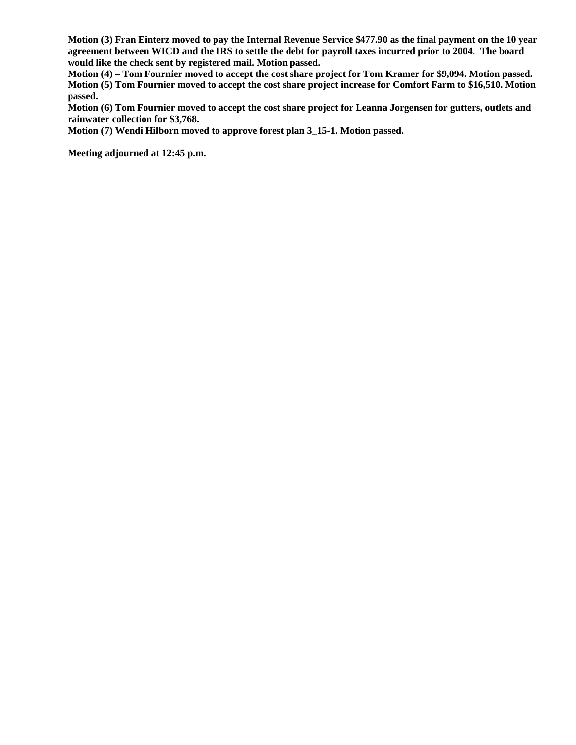**Motion (3) Fran Einterz moved to pay the Internal Revenue Service $477.90 as the final payment on the 10 year agreement between WICD and the IRS to settle the debt for payroll taxes incurred prior to 2004. The board would like the check sent by registered mail. Motion passed.**

**Motion (4) – Tom Fournier moved to accept the cost share project for Tom Kramer for $9,094. Motion passed.**

**Motion (5) Tom Fournier moved to accept the cost share project increase for Comfort Farm to $16,510. Motion passed.**

**Motion (6) Tom Fournier moved to accept the cost share project for Leanna Jorgensen for gutters, outlets and rainwater collection for $3,768.**

**Motion (7) Wendi Hilborn moved to approve forest plan 3_15-1. Motion passed.**

**Meeting adjourned at 12:45 p.m.**